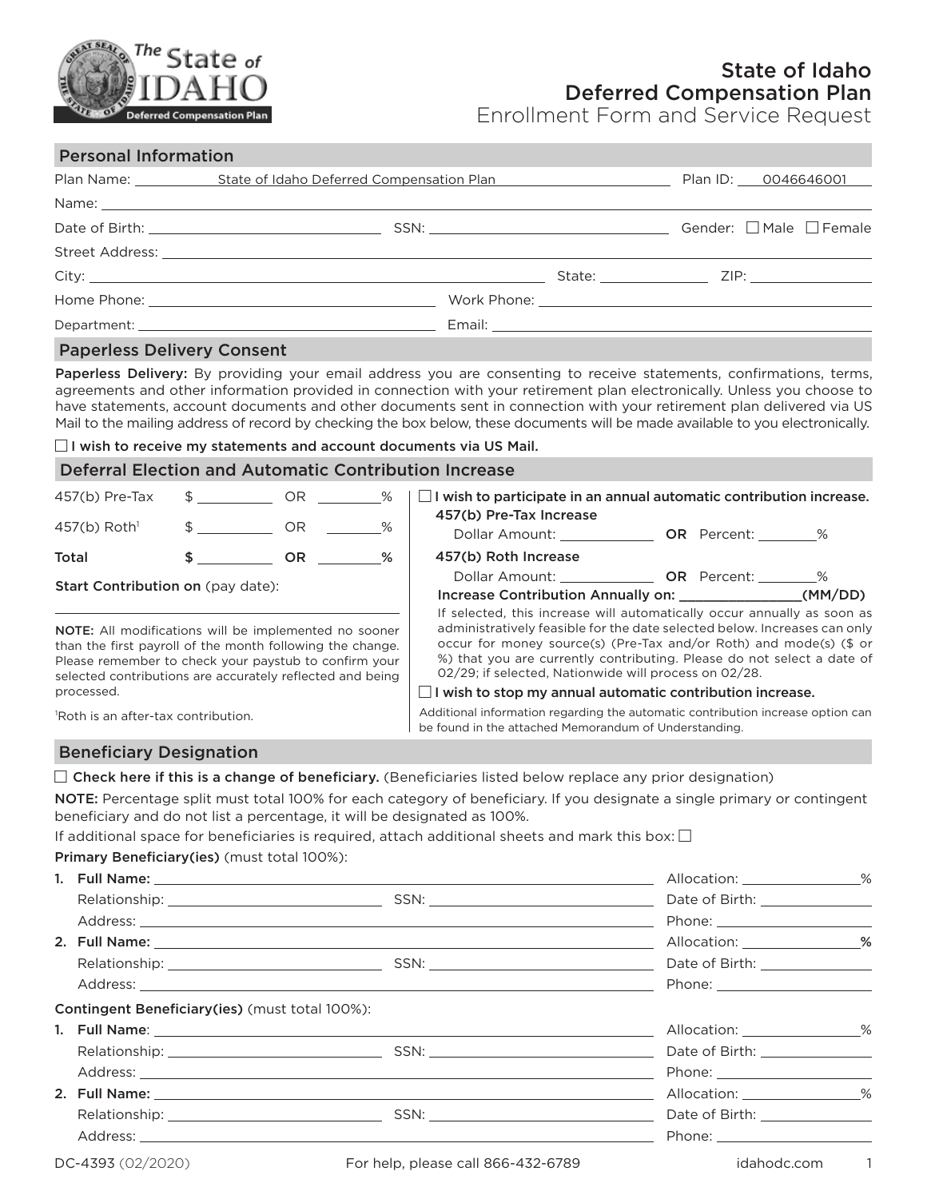# State of Idaho Deferred Compensation Plan
## Enrollment Form and Service Request

## Personal Information

Plan Name: State of Idaho Deferred Compensation Plan    Plan ID: 0046646001

Name: ______________________________

Date of Birth: ______________ SSN: ______________ Gender: ☐ Male ☐ Female

Street Address: ______________________________

City: ______________ State: ______ ZIP: ______

Home Phone: ______________ Work Phone: ______________

Department: ______________ Email: ______________

## Paperless Delivery Consent

**Paperless Delivery:** By providing your email address you are consenting to receive statements, confirmations, terms, agreements and other information provided in connection with your retirement plan electronically. Unless you choose to have statements, account documents and other documents sent in connection with your retirement plan delivered via US Mail to the mailing address of record by checking the box below, these documents will be made available to you electronically.

☐ **I wish to receive my statements and account documents via US Mail.**

## Deferral Election and Automatic Contribution Increase

| | | | |
|---|---|---|---|
| 457(b) Pre-Tax | $ ______ | OR | ______% |
| 457(b) Roth[1] | $ ______ | OR | ______% |
| **Total** | **$ ______** | **OR** | **______%** |

**Start Contribution on** (pay date): ______________

**NOTE:** All modifications will be implemented no sooner than the first payroll of the month following the change. Please remember to check your paystub to confirm your selected contributions are accurately reflected and being processed.

[1]Roth is an after-tax contribution.

☐ **I wish to participate in an annual automatic contribution increase.**

**457(b) Pre-Tax Increase**
Dollar Amount: ______ **OR** Percent: ______%

**457(b) Roth Increase**
Dollar Amount: ______ **OR** Percent: ______%

**Increase Contribution Annually on: ______(MM/DD)**

If selected, this increase will automatically occur annually as soon as administratively feasible for the date selected below. Increases can only occur for money source(s) (Pre-Tax and/or Roth) and mode(s) ($ or %) that you are currently contributing. Please do not select a date of 02/29; if selected, Nationwide will process on 02/28.

☐ **I wish to stop my annual automatic contribution increase.**

Additional information regarding the automatic contribution increase option can be found in the attached Memorandum of Understanding.

## Beneficiary Designation

☐ **Check here if this is a change of beneficiary.** (Beneficiaries listed below replace any prior designation)

**NOTE:** Percentage split must total 100% for each category of beneficiary. If you designate a single primary or contingent beneficiary and do not list a percentage, it will be designated as 100%.

If additional space for beneficiaries is required, attach additional sheets and mark this box: ☐

**Primary Beneficiary(ies)** (must total 100%):

1. **Full Name:** ______________ Allocation: ______%
   Relationship: ______________ SSN: ______________ Date of Birth: ______________
   Address: ______________ Phone: ______________
2. **Full Name:** ______________ Allocation: ______**%**
   Relationship: ______________ SSN: ______________ Date of Birth: ______________
   Address: ______________ Phone: ______________

**Contingent Beneficiary(ies)** (must total 100%):

1. **Full Name**: ______________ Allocation: ______%
   Relationship: ______________ SSN: ______________ Date of Birth: ______________
   Address: ______________ Phone: ______________
2. **Full Name:** ______________ Allocation: ______%
   Relationship: ______________ SSN: ______________ Date of Birth: ______________
   Address: ______________ Phone: ______________

DC-4393 (02/2020) For help, please call 866-432-6789 idahodc.com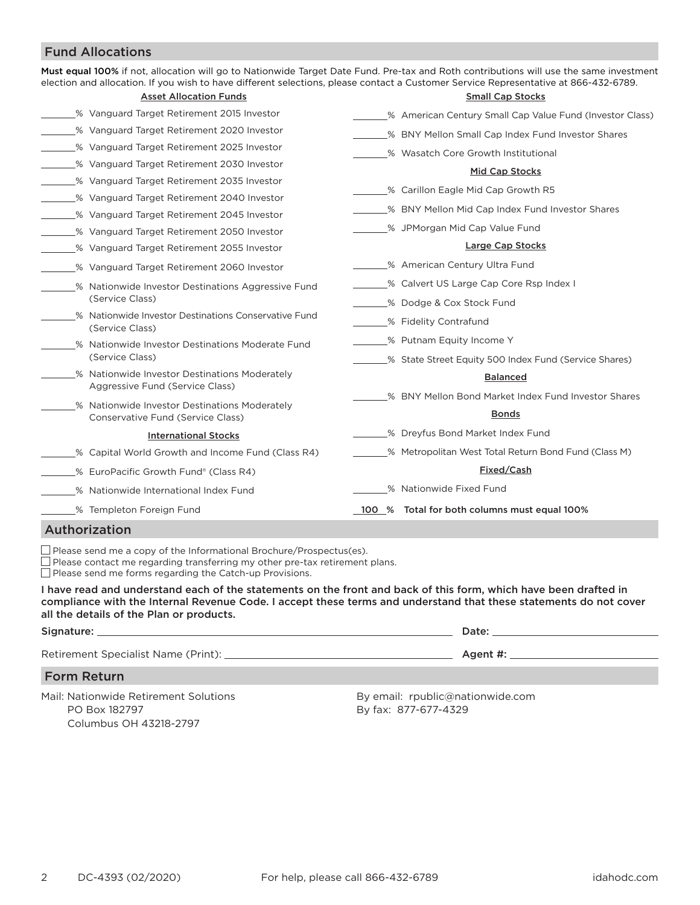## Fund Allocations

**Must equal 100%** if not, allocation will go to Nationwide Target Date Fund. Pre-tax and Roth contributions will use the same investment election and allocation. If you wish to have different selections, please contact a Customer Service Representative at 866-432-6789.

### Asset Allocation Funds

_______% Vanguard Target Retirement 2015 Investor

_______% Vanguard Target Retirement 2020 Investor

_______% Vanguard Target Retirement 2025 Investor

_______% Vanguard Target Retirement 2030 Investor

_______% Vanguard Target Retirement 2035 Investor

_______% Vanguard Target Retirement 2040 Investor

_______% Vanguard Target Retirement 2045 Investor

_______% Vanguard Target Retirement 2050 Investor

_______% Vanguard Target Retirement 2055 Investor

_______% Vanguard Target Retirement 2060 Investor

_______% Nationwide Investor Destinations Aggressive Fund (Service Class)

_______% Nationwide Investor Destinations Conservative Fund (Service Class)

_______% Nationwide Investor Destinations Moderate Fund (Service Class)

_______% Nationwide Investor Destinations Moderately Aggressive Fund (Service Class)

_______% Nationwide Investor Destinations Moderately Conservative Fund (Service Class)

### International Stocks

_______% Capital World Growth and Income Fund (Class R4)

_______% EuroPacific Growth Fund® (Class R4)

_______% Nationwide International Index Fund

_______% Templeton Foreign Fund

### Small Cap Stocks

_______% American Century Small Cap Value Fund (Investor Class)

_______% BNY Mellon Small Cap Index Fund Investor Shares

_______% Wasatch Core Growth Institutional

### Mid Cap Stocks

_______% Carillon Eagle Mid Cap Growth R5

_______% BNY Mellon Mid Cap Index Fund Investor Shares

_______% JPMorgan Mid Cap Value Fund

### Large Cap Stocks

_______% American Century Ultra Fund

_______% Calvert US Large Cap Core Rsp Index I

_______% Dodge & Cox Stock Fund

_______% Fidelity Contrafund

_______% Putnam Equity Income Y

_______% State Street Equity 500 Index Fund (Service Shares)

### Balanced

_______% BNY Mellon Bond Market Index Fund Investor Shares

### Bonds

_______% Dreyfus Bond Market Index Fund

_______% Metropolitan West Total Return Bond Fund (Class M)

### Fixed/Cash

_______% Nationwide Fixed Fund

__100__% **Total for both columns must equal 100%**

## Authorization

☐ Please send me a copy of the Informational Brochure/Prospectus(es).
☐ Please contact me regarding transferring my other pre-tax retirement plans.
☐ Please send me forms regarding the Catch-up Provisions.

**I have read and understand each of the statements on the front and back of this form, which have been drafted in compliance with the Internal Revenue Code. I accept these terms and understand that these statements do not cover all the details of the Plan or products.**

Signature: ______________________________ **Date:** ______________

Retirement Specialist Name (Print): ______________________________ **Agent #:** ______________

## Form Return

Mail: Nationwide Retirement Solutions
PO Box 182797
Columbus OH 43218-2797

By email: rpublic@nationwide.com
By fax: 877-677-4329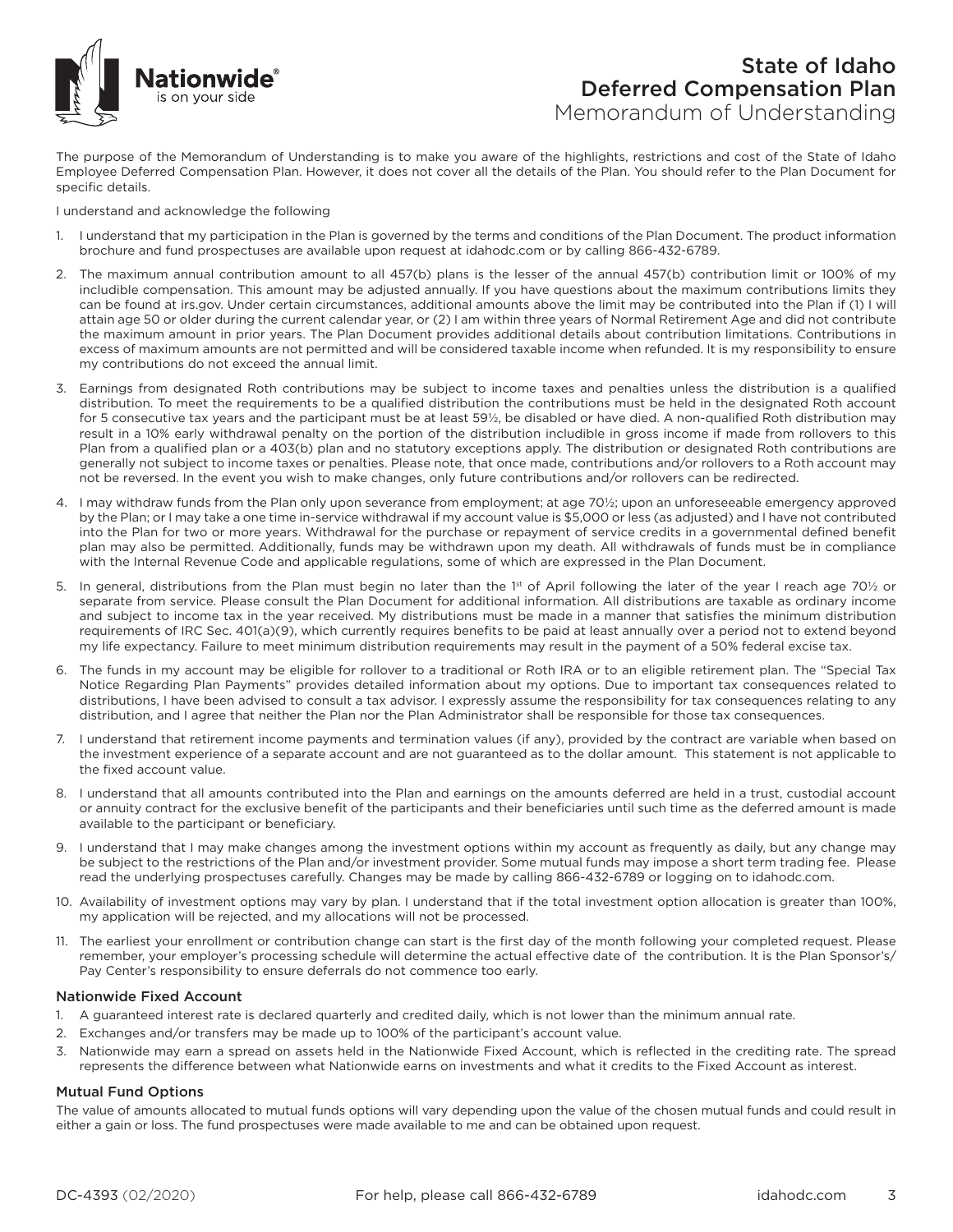# State of Idaho Deferred Compensation Plan

## Memorandum of Understanding

The purpose of the Memorandum of Understanding is to make you aware of the highlights, restrictions and cost of the State of Idaho Employee Deferred Compensation Plan. However, it does not cover all the details of the Plan. You should refer to the Plan Document for specific details.

I understand and acknowledge the following

1. I understand that my participation in the Plan is governed by the terms and conditions of the Plan Document. The product information brochure and fund prospectuses are available upon request at idahodc.com or by calling 866-432-6789.
2. The maximum annual contribution amount to all 457(b) plans is the lesser of the annual 457(b) contribution limit or 100% of my includible compensation. This amount may be adjusted annually. If you have questions about the maximum contributions limits they can be found at irs.gov. Under certain circumstances, additional amounts above the limit may be contributed into the Plan if (1) I will attain age 50 or older during the current calendar year, or (2) I am within three years of Normal Retirement Age and did not contribute the maximum amount in prior years. The Plan Document provides additional details about contribution limitations. Contributions in excess of maximum amounts are not permitted and will be considered taxable income when refunded. It is my responsibility to ensure my contributions do not exceed the annual limit.
3. Earnings from designated Roth contributions may be subject to income taxes and penalties unless the distribution is a qualified distribution. To meet the requirements to be a qualified distribution the contributions must be held in the designated Roth account for 5 consecutive tax years and the participant must be at least 59½, be disabled or have died. A non-qualified Roth distribution may result in a 10% early withdrawal penalty on the portion of the distribution includible in gross income if made from rollovers to this Plan from a qualified plan or a 403(b) plan and no statutory exceptions apply. The distribution or designated Roth contributions are generally not subject to income taxes or penalties. Please note, that once made, contributions and/or rollovers to a Roth account may not be reversed. In the event you wish to make changes, only future contributions and/or rollovers can be redirected.
4. I may withdraw funds from the Plan only upon severance from employment; at age 70½; upon an unforeseeable emergency approved by the Plan; or I may take a one time in-service withdrawal if my account value is $5,000 or less (as adjusted) and I have not contributed into the Plan for two or more years. Withdrawal for the purchase or repayment of service credits in a governmental defined benefit plan may also be permitted. Additionally, funds may be withdrawn upon my death. All withdrawals of funds must be in compliance with the Internal Revenue Code and applicable regulations, some of which are expressed in the Plan Document.
5. In general, distributions from the Plan must begin no later than the 1st of April following the later of the year I reach age 70½ or separate from service. Please consult the Plan Document for additional information. All distributions are taxable as ordinary income and subject to income tax in the year received. My distributions must be made in a manner that satisfies the minimum distribution requirements of IRC Sec. 401(a)(9), which currently requires benefits to be paid at least annually over a period not to extend beyond my life expectancy. Failure to meet minimum distribution requirements may result in the payment of a 50% federal excise tax.
6. The funds in my account may be eligible for rollover to a traditional or Roth IRA or to an eligible retirement plan. The "Special Tax Notice Regarding Plan Payments" provides detailed information about my options. Due to important tax consequences related to distributions, I have been advised to consult a tax advisor. I expressly assume the responsibility for tax consequences relating to any distribution, and I agree that neither the Plan nor the Plan Administrator shall be responsible for those tax consequences.
7. I understand that retirement income payments and termination values (if any), provided by the contract are variable when based on the investment experience of a separate account and are not guaranteed as to the dollar amount. This statement is not applicable to the fixed account value.
8. I understand that all amounts contributed into the Plan and earnings on the amounts deferred are held in a trust, custodial account or annuity contract for the exclusive benefit of the participants and their beneficiaries until such time as the deferred amount is made available to the participant or beneficiary.
9. I understand that I may make changes among the investment options within my account as frequently as daily, but any change may be subject to the restrictions of the Plan and/or investment provider. Some mutual funds may impose a short term trading fee. Please read the underlying prospectuses carefully. Changes may be made by calling 866-432-6789 or logging on to idahodc.com.
10. Availability of investment options may vary by plan. I understand that if the total investment option allocation is greater than 100%, my application will be rejected, and my allocations will not be processed.
11. The earliest your enrollment or contribution change can start is the first day of the month following your completed request. Please remember, your employer's processing schedule will determine the actual effective date of the contribution. It is the Plan Sponsor's/ Pay Center's responsibility to ensure deferrals do not commence too early.

### Nationwide Fixed Account

1. A guaranteed interest rate is declared quarterly and credited daily, which is not lower than the minimum annual rate.
2. Exchanges and/or transfers may be made up to 100% of the participant's account value.
3. Nationwide may earn a spread on assets held in the Nationwide Fixed Account, which is reflected in the crediting rate. The spread represents the difference between what Nationwide earns on investments and what it credits to the Fixed Account as interest.

### Mutual Fund Options

The value of amounts allocated to mutual funds options will vary depending upon the value of the chosen mutual funds and could result in either a gain or loss. The fund prospectuses were made available to me and can be obtained upon request.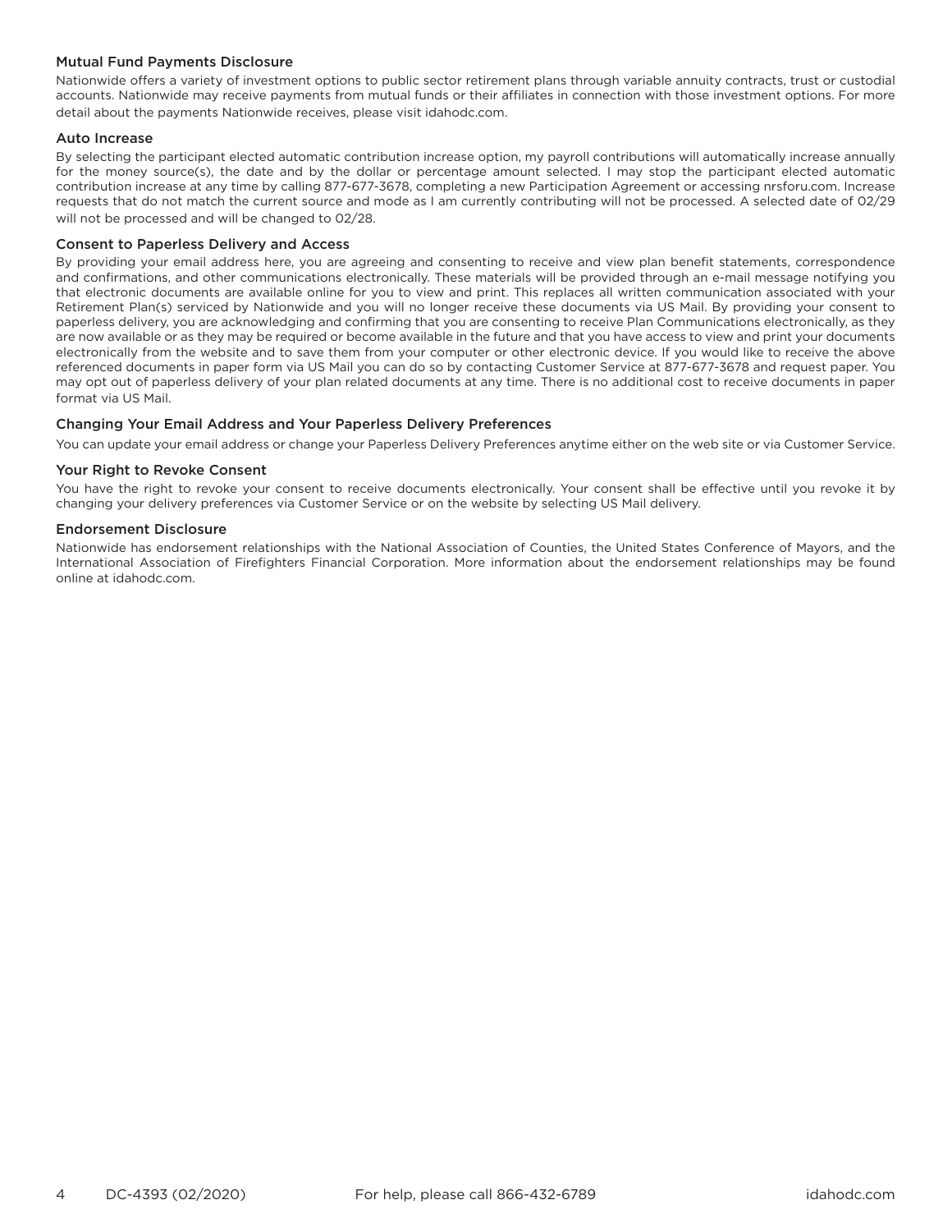## Mutual Fund Payments Disclosure

Nationwide offers a variety of investment options to public sector retirement plans through variable annuity contracts, trust or custodial accounts. Nationwide may receive payments from mutual funds or their affiliates in connection with those investment options. For more detail about the payments Nationwide receives, please visit idahodc.com.

## Auto Increase

By selecting the participant elected automatic contribution increase option, my payroll contributions will automatically increase annually for the money source(s), the date and by the dollar or percentage amount selected. I may stop the participant elected automatic contribution increase at any time by calling 877-677-3678, completing a new Participation Agreement or accessing nrsforu.com. Increase requests that do not match the current source and mode as I am currently contributing will not be processed. A selected date of 02/29 will not be processed and will be changed to 02/28.

## Consent to Paperless Delivery and Access

By providing your email address here, you are agreeing and consenting to receive and view plan benefit statements, correspondence and confirmations, and other communications electronically. These materials will be provided through an e-mail message notifying you that electronic documents are available online for you to view and print. This replaces all written communication associated with your Retirement Plan(s) serviced by Nationwide and you will no longer receive these documents via US Mail. By providing your consent to paperless delivery, you are acknowledging and confirming that you are consenting to receive Plan Communications electronically, as they are now available or as they may be required or become available in the future and that you have access to view and print your documents electronically from the website and to save them from your computer or other electronic device. If you would like to receive the above referenced documents in paper form via US Mail you can do so by contacting Customer Service at 877-677-3678 and request paper. You may opt out of paperless delivery of your plan related documents at any time. There is no additional cost to receive documents in paper format via US Mail.

## Changing Your Email Address and Your Paperless Delivery Preferences

You can update your email address or change your Paperless Delivery Preferences anytime either on the web site or via Customer Service.

## Your Right to Revoke Consent

You have the right to revoke your consent to receive documents electronically. Your consent shall be effective until you revoke it by changing your delivery preferences via Customer Service or on the website by selecting US Mail delivery.

## Endorsement Disclosure

Nationwide has endorsement relationships with the National Association of Counties, the United States Conference of Mayors, and the International Association of Firefighters Financial Corporation. More information about the endorsement relationships may be found online at idahodc.com.